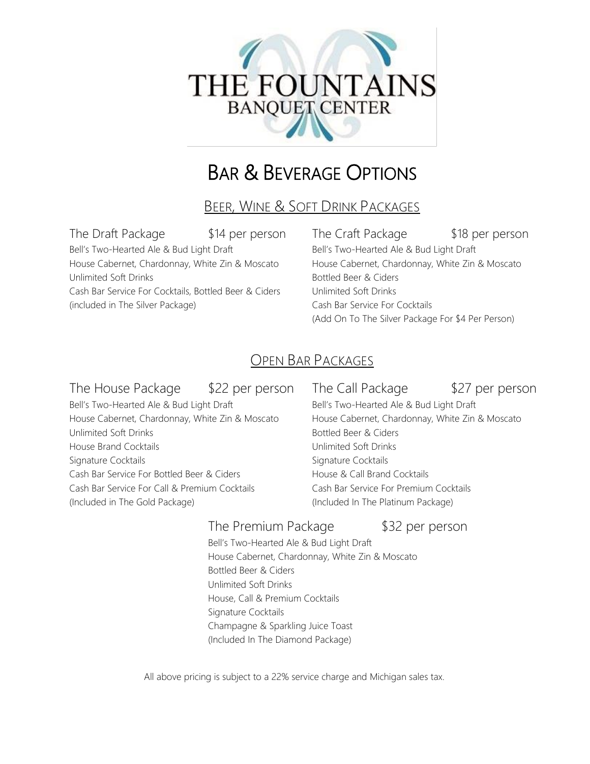# THE FOUNTAINS BANQUET CENTER

# Bar & Beverage Options

## Beer, Wine & Soft Drink Packages

### The Draft Package — $14 per person

Bell's Two-Hearted Ale & Bud Light Draft
House Cabernet, Chardonnay, White Zin & Moscato
Unlimited Soft Drinks
Cash Bar Service For Cocktails, Bottled Beer & Ciders
(included in The Silver Package)

### The Craft Package — $18 per person

Bell's Two-Hearted Ale & Bud Light Draft
House Cabernet, Chardonnay, White Zin & Moscato
Bottled Beer & Ciders
Unlimited Soft Drinks
Cash Bar Service For Cocktails
(Add On To The Silver Package For $4 Per Person)

## Open Bar Packages

### The House Package — $22 per person

Bell's Two-Hearted Ale & Bud Light Draft
House Cabernet, Chardonnay, White Zin & Moscato
Unlimited Soft Drinks
House Brand Cocktails
Signature Cocktails
Cash Bar Service For Bottled Beer & Ciders
Cash Bar Service For Call & Premium Cocktails
(Included in The Gold Package)

### The Call Package — $27 per person

Bell's Two-Hearted Ale & Bud Light Draft
House Cabernet, Chardonnay, White Zin & Moscato
Bottled Beer & Ciders
Unlimited Soft Drinks
Signature Cocktails
House & Call Brand Cocktails
Cash Bar Service For Premium Cocktails
(Included In The Platinum Package)

### The Premium Package — $32 per person

Bell's Two-Hearted Ale & Bud Light Draft
House Cabernet, Chardonnay, White Zin & Moscato
Bottled Beer & Ciders
Unlimited Soft Drinks
House, Call & Premium Cocktails
Signature Cocktails
Champagne & Sparkling Juice Toast
(Included In The Diamond Package)

All above pricing is subject to a 22% service charge and Michigan sales tax.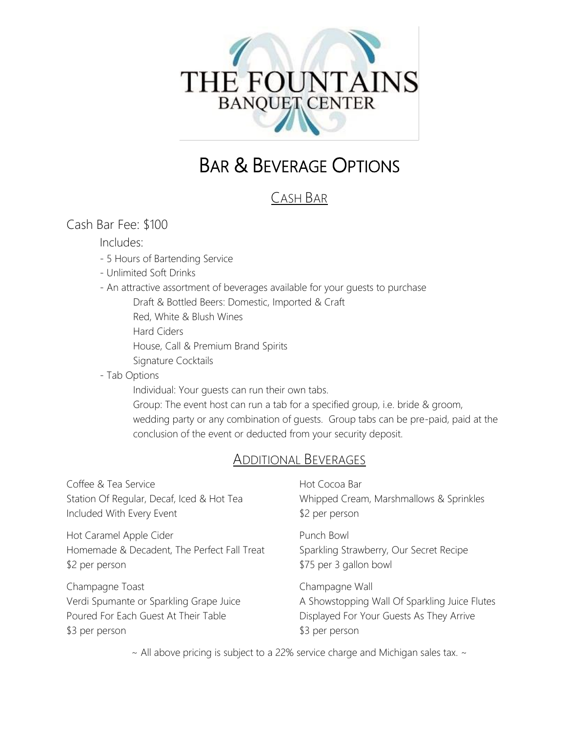# THE FOUNTAINS BANQUET CENTER

# Bar & Beverage Options

## Cash Bar

### Cash Bar Fee: $100

Includes:

- 5 Hours of Bartending Service
- Unlimited Soft Drinks
- An attractive assortment of beverages available for your guests to purchase
    - Draft & Bottled Beers: Domestic, Imported & Craft
    - Red, White & Blush Wines
    - Hard Ciders
    - House, Call & Premium Brand Spirits
    - Signature Cocktails
- Tab Options
    - Individual: Your guests can run their own tabs.
    - Group: The event host can run a tab for a specified group, i.e. bride & groom, wedding party or any combination of guests. Group tabs can be pre-paid, paid at the conclusion of the event or deducted from your security deposit.

## Additional Beverages

Coffee & Tea Service
Station Of Regular, Decaf, Iced & Hot Tea
Included With Every Event

Hot Caramel Apple Cider
Homemade & Decadent, The Perfect Fall Treat
$2 per person

Champagne Toast
Verdi Spumante or Sparkling Grape Juice
Poured For Each Guest At Their Table
$3 per person

Hot Cocoa Bar
Whipped Cream, Marshmallows & Sprinkles
$2 per person

Punch Bowl
Sparkling Strawberry, Our Secret Recipe
$75 per 3 gallon bowl

Champagne Wall
A Showstopping Wall Of Sparkling Juice Flutes
Displayed For Your Guests As They Arrive
$3 per person

~ All above pricing is subject to a 22% service charge and Michigan sales tax. ~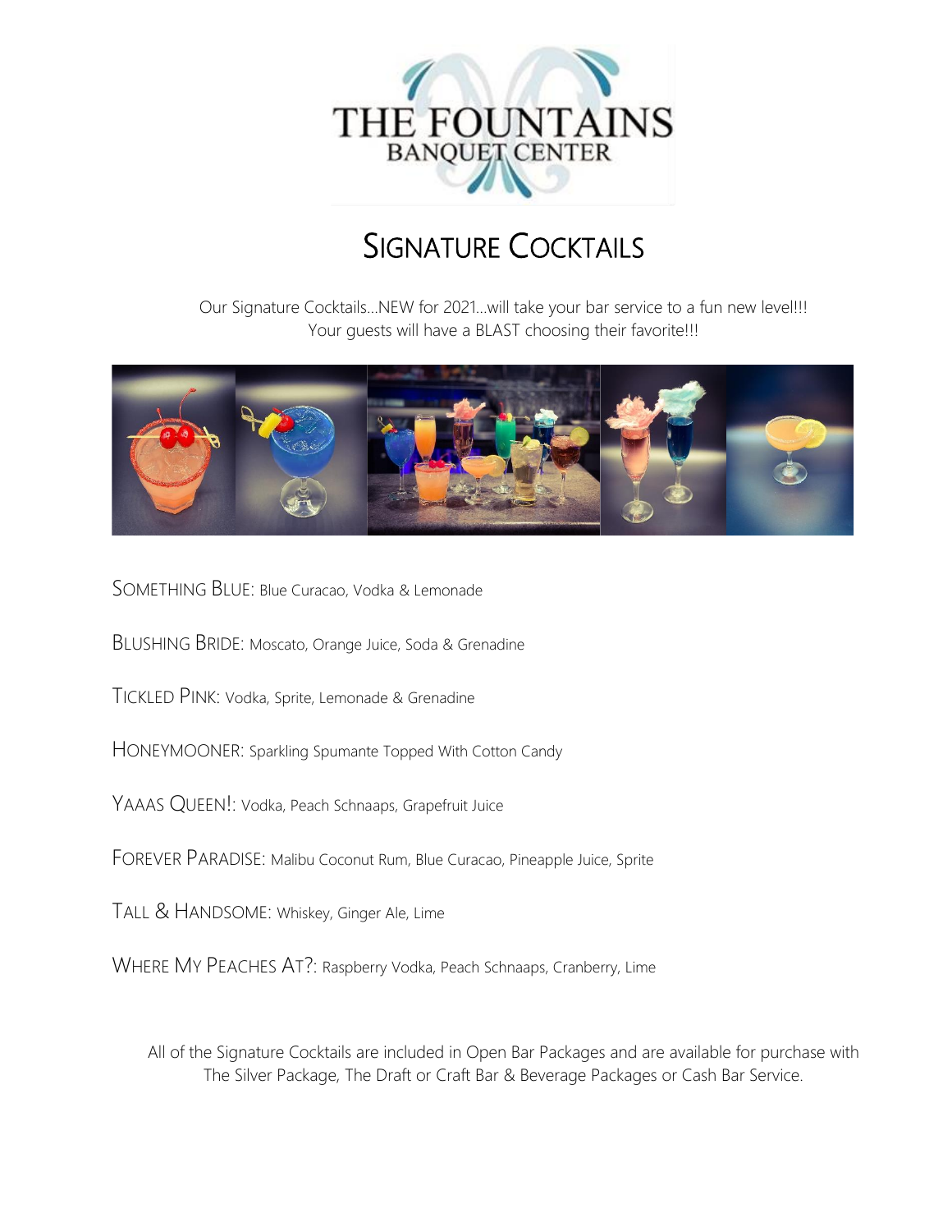THE FOUNTAINS
BANQUET CENTER

# Signature Cocktails

Our Signature Cocktails…NEW for 2021…will take your bar service to a fun new level!!!
Your guests will have a BLAST choosing their favorite!!!

SOMETHING BLUE: Blue Curacao, Vodka & Lemonade

BLUSHING BRIDE: Moscato, Orange Juice, Soda & Grenadine

TICKLED PINK: Vodka, Sprite, Lemonade & Grenadine

HONEYMOONER: Sparkling Spumante Topped With Cotton Candy

YAAAS QUEEN!: Vodka, Peach Schnaaps, Grapefruit Juice

FOREVER PARADISE: Malibu Coconut Rum, Blue Curacao, Pineapple Juice, Sprite

TALL & HANDSOME: Whiskey, Ginger Ale, Lime

WHERE MY PEACHES AT?: Raspberry Vodka, Peach Schnaaps, Cranberry, Lime

All of the Signature Cocktails are included in Open Bar Packages and are available for purchase with The Silver Package, The Draft or Craft Bar & Beverage Packages or Cash Bar Service.